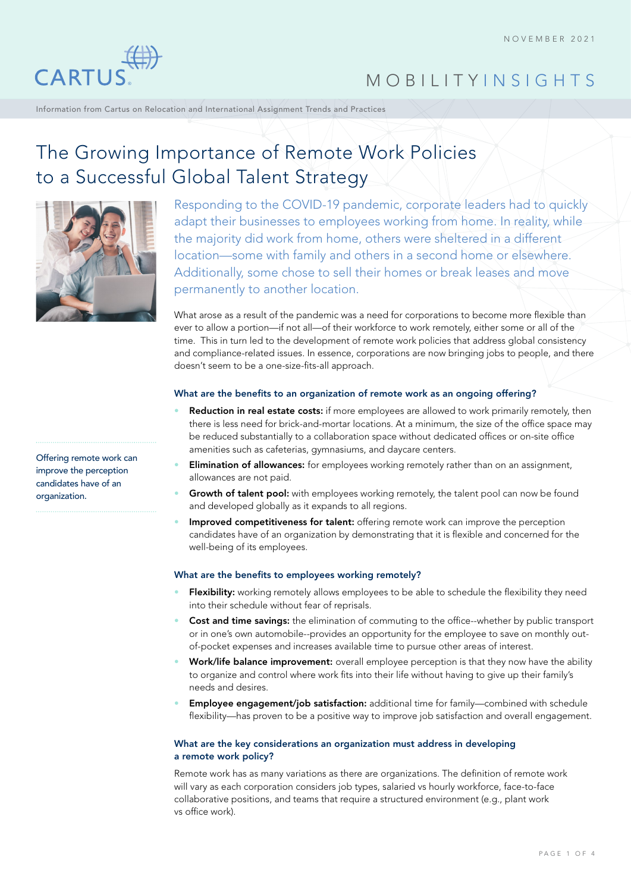NOVEMBER 2021

CARTUS

MOBILITYINSIGHTS

Information from Cartus on Relocation and International Assignment Trends and Practices

# The Growing Importance of Remote Work Policies to a Successful Global Talent Strategy

Responding to the COVID-19 pandemic, corporate leaders had to quickly adapt their businesses to employees working from home. In reality, while the majority did work from home, others were sheltered in a different location—some with family and others in a second home or elsewhere. Additionally, some chose to sell their homes or break leases and move permanently to another location.

What arose as a result of the pandemic was a need for corporations to become more flexible than ever to allow a portion—if not all—of their workforce to work remotely, either some or all of the time. This in turn led to the development of remote work policies that address global consistency and compliance-related issues. In essence, corporations are now bringing jobs to people, and there doesn't seem to be a one-size-fits-all approach.

### What are the benefits to an organization of remote work as an ongoing offering?

- **Reduction in real estate costs:** if more employees are allowed to work primarily remotely, then there is less need for brick-and-mortar locations. At a minimum, the size of the office space may be reduced substantially to a collaboration space without dedicated offices or on-site office amenities such as cafeterias, gymnasiums, and daycare centers.
- **Elimination of allowances:** for employees working remotely rather than on an assignment, allowances are not paid.
- **Growth of talent pool:** with employees working remotely, the talent pool can now be found and developed globally as it expands to all regions.
- **Improved competitiveness for talent:** offering remote work can improve the perception candidates have of an organization by demonstrating that it is flexible and concerned for the well-being of its employees.

> Offering remote work can improve the perception candidates have of an organization.

### What are the benefits to employees working remotely?

- **Flexibility:** working remotely allows employees to be able to schedule the flexibility they need into their schedule without fear of reprisals.
- **Cost and time savings:** the elimination of commuting to the office--whether by public transport or in one's own automobile--provides an opportunity for the employee to save on monthly out-of-pocket expenses and increases available time to pursue other areas of interest.
- **Work/life balance improvement:** overall employee perception is that they now have the ability to organize and control where work fits into their life without having to give up their family's needs and desires.
- **Employee engagement/job satisfaction:** additional time for family—combined with schedule flexibility—has proven to be a positive way to improve job satisfaction and overall engagement.

### What are the key considerations an organization must address in developing a remote work policy?

Remote work has as many variations as there are organizations. The definition of remote work will vary as each corporation considers job types, salaried vs hourly workforce, face-to-face collaborative positions, and teams that require a structured environment (e.g., plant work vs office work).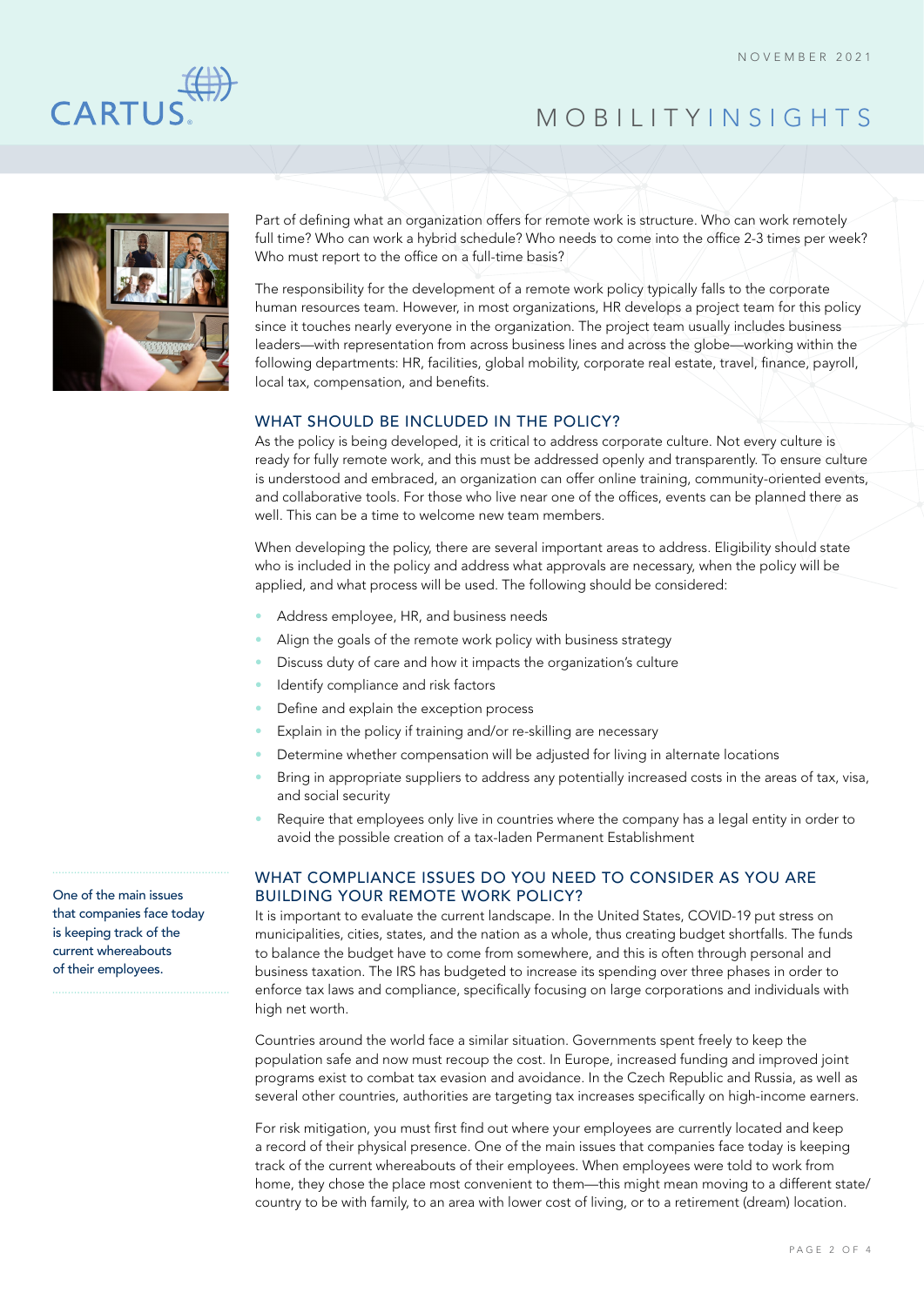Part of defining what an organization offers for remote work is structure. Who can work remotely full time? Who can work a hybrid schedule? Who needs to come into the office 2-3 times per week? Who must report to the office on a full-time basis?

The responsibility for the development of a remote work policy typically falls to the corporate human resources team. However, in most organizations, HR develops a project team for this policy since it touches nearly everyone in the organization. The project team usually includes business leaders—with representation from across business lines and across the globe—working within the following departments: HR, facilities, global mobility, corporate real estate, travel, finance, payroll, local tax, compensation, and benefits.

## WHAT SHOULD BE INCLUDED IN THE POLICY?

As the policy is being developed, it is critical to address corporate culture. Not every culture is ready for fully remote work, and this must be addressed openly and transparently. To ensure culture is understood and embraced, an organization can offer online training, community-oriented events, and collaborative tools. For those who live near one of the offices, events can be planned there as well. This can be a time to welcome new team members.

When developing the policy, there are several important areas to address. Eligibility should state who is included in the policy and address what approvals are necessary, when the policy will be applied, and what process will be used. The following should be considered:

- Address employee, HR, and business needs
- Align the goals of the remote work policy with business strategy
- Discuss duty of care and how it impacts the organization's culture
- Identify compliance and risk factors
- Define and explain the exception process
- Explain in the policy if training and/or re-skilling are necessary
- Determine whether compensation will be adjusted for living in alternate locations
- Bring in appropriate suppliers to address any potentially increased costs in the areas of tax, visa, and social security
- Require that employees only live in countries where the company has a legal entity in order to avoid the possible creation of a tax-laden Permanent Establishment

## WHAT COMPLIANCE ISSUES DO YOU NEED TO CONSIDER AS YOU ARE BUILDING YOUR REMOTE WORK POLICY?

It is important to evaluate the current landscape. In the United States, COVID-19 put stress on municipalities, cities, states, and the nation as a whole, thus creating budget shortfalls. The funds to balance the budget have to come from somewhere, and this is often through personal and business taxation. The IRS has budgeted to increase its spending over three phases in order to enforce tax laws and compliance, specifically focusing on large corporations and individuals with high net worth.

Countries around the world face a similar situation. Governments spent freely to keep the population safe and now must recoup the cost. In Europe, increased funding and improved joint programs exist to combat tax evasion and avoidance. In the Czech Republic and Russia, as well as several other countries, authorities are targeting tax increases specifically on high-income earners.

> One of the main issues that companies face today is keeping track of the current whereabouts of their employees.

For risk mitigation, you must first find out where your employees are currently located and keep a record of their physical presence. One of the main issues that companies face today is keeping track of the current whereabouts of their employees. When employees were told to work from home, they chose the place most convenient to them—this might mean moving to a different state/country to be with family, to an area with lower cost of living, or to a retirement (dream) location.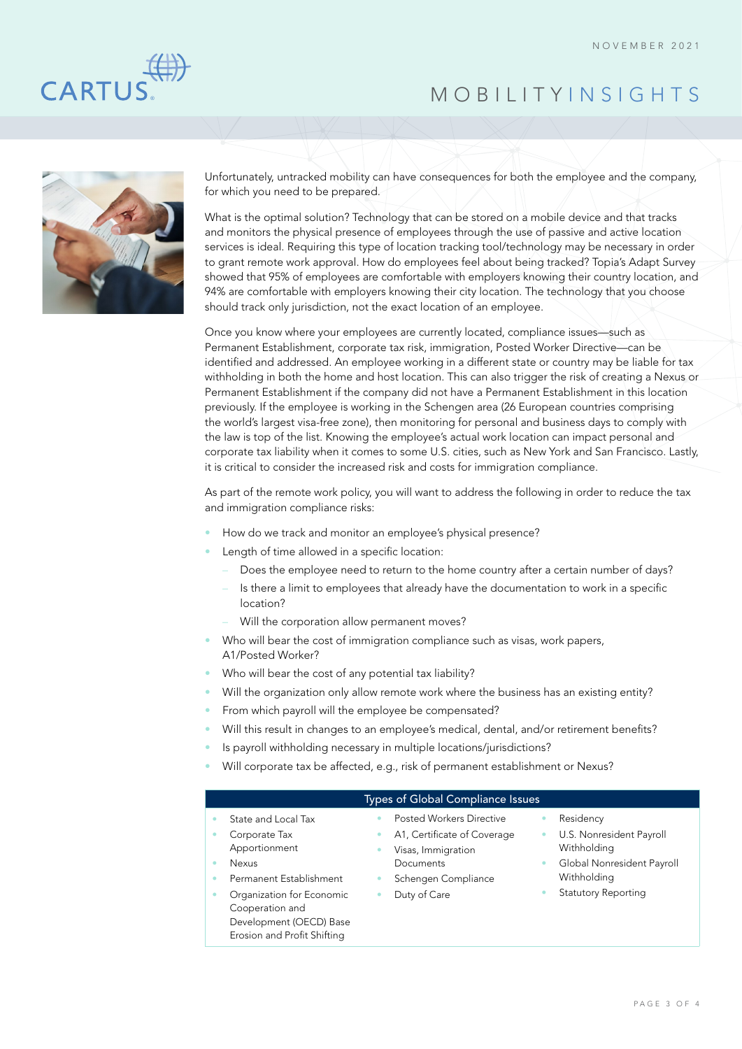Unfortunately, untracked mobility can have consequences for both the employee and the company, for which you need to be prepared.

What is the optimal solution? Technology that can be stored on a mobile device and that tracks and monitors the physical presence of employees through the use of passive and active location services is ideal. Requiring this type of location tracking tool/technology may be necessary in order to grant remote work approval. How do employees feel about being tracked? Topia's Adapt Survey showed that 95% of employees are comfortable with employers knowing their country location, and 94% are comfortable with employers knowing their city location. The technology that you choose should track only jurisdiction, not the exact location of an employee.

Once you know where your employees are currently located, compliance issues—such as Permanent Establishment, corporate tax risk, immigration, Posted Worker Directive—can be identified and addressed. An employee working in a different state or country may be liable for tax withholding in both the home and host location. This can also trigger the risk of creating a Nexus or Permanent Establishment if the company did not have a Permanent Establishment in this location previously. If the employee is working in the Schengen area (26 European countries comprising the world's largest visa-free zone), then monitoring for personal and business days to comply with the law is top of the list. Knowing the employee's actual work location can impact personal and corporate tax liability when it comes to some U.S. cities, such as New York and San Francisco. Lastly, it is critical to consider the increased risk and costs for immigration compliance.

As part of the remote work policy, you will want to address the following in order to reduce the tax and immigration compliance risks:

- How do we track and monitor an employee's physical presence?
- Length of time allowed in a specific location:
  - Does the employee need to return to the home country after a certain number of days?
  - Is there a limit to employees that already have the documentation to work in a specific location?
  - Will the corporation allow permanent moves?
- Who will bear the cost of immigration compliance such as visas, work papers, A1/Posted Worker?
- Who will bear the cost of any potential tax liability?
- Will the organization only allow remote work where the business has an existing entity?
- From which payroll will the employee be compensated?
- Will this result in changes to an employee's medical, dental, and/or retirement benefits?
- Is payroll withholding necessary in multiple locations/jurisdictions?
- Will corporate tax be affected, e.g., risk of permanent establishment or Nexus?

**Types of Global Compliance Issues**

- State and Local Tax
- Corporate Tax Apportionment
- Nexus
- Permanent Establishment
- Organization for Economic Cooperation and Development (OECD) Base Erosion and Profit Shifting
- Posted Workers Directive
- A1, Certificate of Coverage
- Visas, Immigration Documents
- Schengen Compliance
- Duty of Care
- Residency
- U.S. Nonresident Payroll Withholding
- Global Nonresident Payroll Withholding
- Statutory Reporting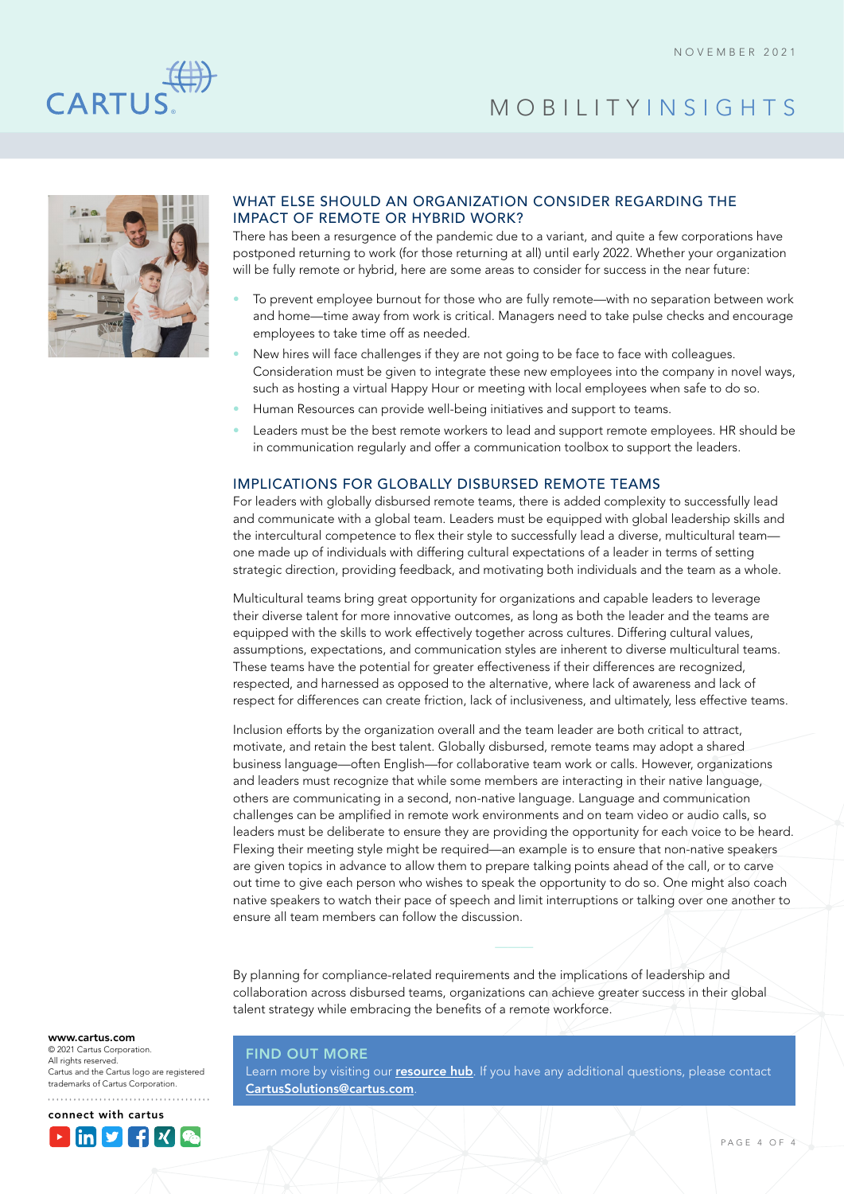## WHAT ELSE SHOULD AN ORGANIZATION CONSIDER REGARDING THE IMPACT OF REMOTE OR HYBRID WORK?

There has been a resurgence of the pandemic due to a variant, and quite a few corporations have postponed returning to work (for those returning at all) until early 2022. Whether your organization will be fully remote or hybrid, here are some areas to consider for success in the near future:

- To prevent employee burnout for those who are fully remote—with no separation between work and home—time away from work is critical. Managers need to take pulse checks and encourage employees to take time off as needed.
- New hires will face challenges if they are not going to be face to face with colleagues. Consideration must be given to integrate these new employees into the company in novel ways, such as hosting a virtual Happy Hour or meeting with local employees when safe to do so.
- Human Resources can provide well-being initiatives and support to teams.
- Leaders must be the best remote workers to lead and support remote employees. HR should be in communication regularly and offer a communication toolbox to support the leaders.

## IMPLICATIONS FOR GLOBALLY DISBURSED REMOTE TEAMS

For leaders with globally disbursed remote teams, there is added complexity to successfully lead and communicate with a global team. Leaders must be equipped with global leadership skills and the intercultural competence to flex their style to successfully lead a diverse, multicultural team—one made up of individuals with differing cultural expectations of a leader in terms of setting strategic direction, providing feedback, and motivating both individuals and the team as a whole.

Multicultural teams bring great opportunity for organizations and capable leaders to leverage their diverse talent for more innovative outcomes, as long as both the leader and the teams are equipped with the skills to work effectively together across cultures. Differing cultural values, assumptions, expectations, and communication styles are inherent to diverse multicultural teams. These teams have the potential for greater effectiveness if their differences are recognized, respected, and harnessed as opposed to the alternative, where lack of awareness and lack of respect for differences can create friction, lack of inclusiveness, and ultimately, less effective teams.

Inclusion efforts by the organization overall and the team leader are both critical to attract, motivate, and retain the best talent. Globally disbursed, remote teams may adopt a shared business language—often English—for collaborative team work or calls. However, organizations and leaders must recognize that while some members are interacting in their native language, others are communicating in a second, non-native language. Language and communication challenges can be amplified in remote work environments and on team video or audio calls, so leaders must be deliberate to ensure they are providing the opportunity for each voice to be heard. Flexing their meeting style might be required—an example is to ensure that non-native speakers are given topics in advance to allow them to prepare talking points ahead of the call, or to carve out time to give each person who wishes to speak the opportunity to do so. One might also coach native speakers to watch their pace of speech and limit interruptions or talking over one another to ensure all team members can follow the discussion.

By planning for compliance-related requirements and the implications of leadership and collaboration across disbursed teams, organizations can achieve greater success in their global talent strategy while embracing the benefits of a remote workforce.

## FIND OUT MORE

Learn more by visiting our **resource hub**. If you have any additional questions, please contact **CartusSolutions@cartus.com**.

**www.cartus.com**
© 2021 Cartus Corporation.
All rights reserved.
Cartus and the Cartus logo are registered trademarks of Cartus Corporation.

connect with cartus